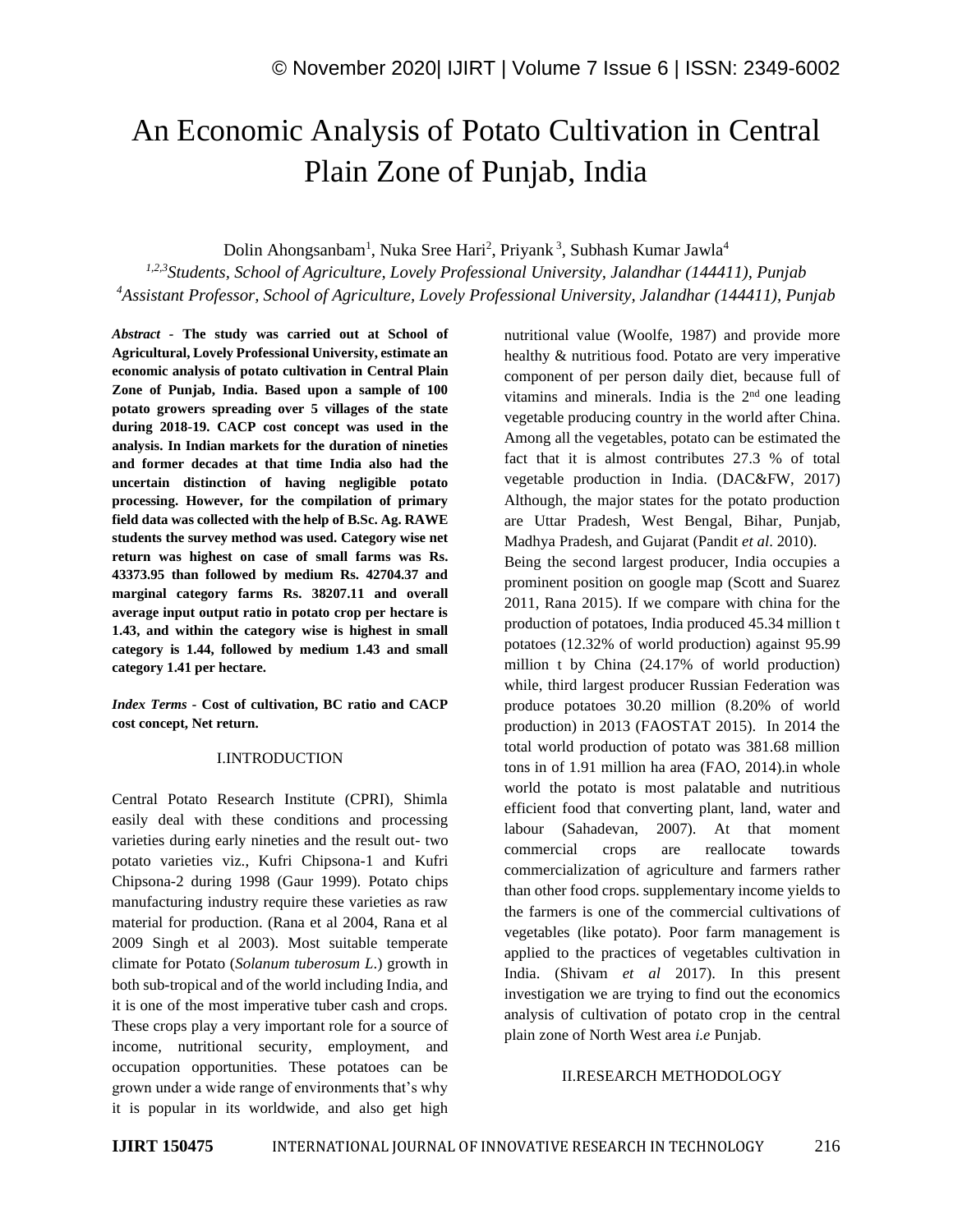# An Economic Analysis of Potato Cultivation in Central Plain Zone of Punjab, India

Dolin Ahongsanbam[1], Nuka Sree Hari[2], Priyank[3], Subhash Kumar Jawla[4]

[1,2,3]*Students, School of Agriculture, Lovely Professional University, Jalandhar (144411), Punjab*
[4]*Assistant Professor, School of Agriculture, Lovely Professional University, Jalandhar (144411), Punjab*

***Abstract* - The study was carried out at School of Agricultural, Lovely Professional University, estimate an economic analysis of potato cultivation in Central Plain Zone of Punjab, India. Based upon a sample of 100 potato growers spreading over 5 villages of the state during 2018-19. CACP cost concept was used in the analysis. In Indian markets for the duration of nineties and former decades at that time India also had the uncertain distinction of having negligible potato processing. However, for the compilation of primary field data was collected with the help of B.Sc. Ag. RAWE students the survey method was used. Category wise net return was highest on case of small farms was Rs. 43373.95 than followed by medium Rs. 42704.37 and marginal category farms Rs. 38207.11 and overall average input output ratio in potato crop per hectare is 1.43, and within the category wise is highest in small category is 1.44, followed by medium 1.43 and small category 1.41 per hectare.**

***Index Terms* - Cost of cultivation, BC ratio and CACP cost concept, Net return.**

## I. INTRODUCTION

Central Potato Research Institute (CPRI), Shimla easily deal with these conditions and processing varieties during early nineties and the result out- two potato varieties viz., Kufri Chipsona-1 and Kufri Chipsona-2 during 1998 (Gaur 1999). Potato chips manufacturing industry require these varieties as raw material for production. (Rana et al 2004, Rana et al 2009 Singh et al 2003). Most suitable temperate climate for Potato (*Solanum tuberosum L.*) growth in both sub-tropical and of the world including India, and it is one of the most imperative tuber cash and crops. These crops play a very important role for a source of income, nutritional security, employment, and occupation opportunities. These potatoes can be grown under a wide range of environments that's why it is popular in its worldwide, and also get high nutritional value (Woolfe, 1987) and provide more healthy & nutritious food. Potato are very imperative component of per person daily diet, because full of vitamins and minerals. India is the 2[nd] one leading vegetable producing country in the world after China. Among all the vegetables, potato can be estimated the fact that it is almost contributes 27.3 % of total vegetable production in India. (DAC&FW, 2017) Although, the major states for the potato production are Uttar Pradesh, West Bengal, Bihar, Punjab, Madhya Pradesh, and Gujarat (Pandit *et al*. 2010).

Being the second largest producer, India occupies a prominent position on google map (Scott and Suarez 2011, Rana 2015). If we compare with china for the production of potatoes, India produced 45.34 million t potatoes (12.32% of world production) against 95.99 million t by China (24.17% of world production) while, third largest producer Russian Federation was produce potatoes 30.20 million (8.20% of world production) in 2013 (FAOSTAT 2015). In 2014 the total world production of potato was 381.68 million tons in of 1.91 million ha area (FAO, 2014).in whole world the potato is most palatable and nutritious efficient food that converting plant, land, water and labour (Sahadevan, 2007). At that moment commercial crops are reallocate towards commercialization of agriculture and farmers rather than other food crops. supplementary income yields to the farmers is one of the commercial cultivations of vegetables (like potato). Poor farm management is applied to the practices of vegetables cultivation in India. (Shivam *et al* 2017). In this present investigation we are trying to find out the economics analysis of cultivation of potato crop in the central plain zone of North West area *i.e* Punjab.

## II. RESEARCH METHODOLOGY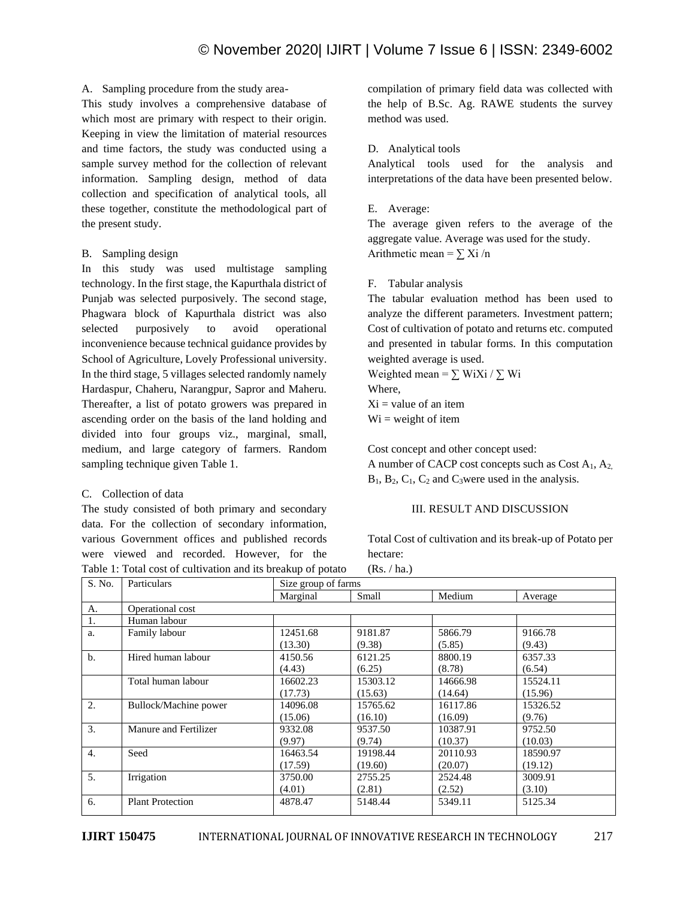A. Sampling procedure from the study area-

This study involves a comprehensive database of which most are primary with respect to their origin. Keeping in view the limitation of material resources and time factors, the study was conducted using a sample survey method for the collection of relevant information. Sampling design, method of data collection and specification of analytical tools, all these together, constitute the methodological part of the present study.

B. Sampling design

In this study was used multistage sampling technology. In the first stage, the Kapurthala district of Punjab was selected purposively. The second stage, Phagwara block of Kapurthala district was also selected purposively to avoid operational inconvenience because technical guidance provides by School of Agriculture, Lovely Professional university. In the third stage, 5 villages selected randomly namely Hardaspur, Chaheru, Narangpur, Sapror and Maheru. Thereafter, a list of potato growers was prepared in ascending order on the basis of the land holding and divided into four groups viz., marginal, small, medium, and large category of farmers. Random sampling technique given Table 1.

C. Collection of data

The study consisted of both primary and secondary data. For the collection of secondary information, various Government offices and published records were viewed and recorded. However, for the compilation of primary field data was collected with the help of B.Sc. Ag. RAWE students the survey method was used.

D. Analytical tools

Analytical tools used for the analysis and interpretations of the data have been presented below.

E. Average:

The average given refers to the average of the aggregate value. Average was used for the study.

Arithmetic mean = $\sum X_i / n$

F. Tabular analysis

The tabular evaluation method has been used to analyze the different parameters. Investment pattern; Cost of cultivation of potato and returns etc. computed and presented in tabular forms. In this computation weighted average is used.

Weighted mean = $\sum W_iX_i / \sum W_i$

Where,

$X_i$ = value of an item

$W_i$ = weight of item

Cost concept and other concept used:

A number of CACP cost concepts such as Cost $A_1$, $A_2$, $B_1$, $B_2$, $C_1$, $C_2$ and $C_3$ were used in the analysis.

## III. RESULT AND DISCUSSION

Total Cost of cultivation and its break-up of Potato per hectare:

Table 1: Total cost of cultivation and its breakup of potato (Rs. / ha.)

| S. No. | Particulars | Size group of farms | | | |
|---|---|---|---|---|---|
| | | Marginal | Small | Medium | Average |
| A. | Operational cost | | | | |
| 1. | Human labour | | | | |
| a. | Family labour | 12451.68 (13.30) | 9181.87 (9.38) | 5866.79 (5.85) | 9166.78 (9.43) |
| b. | Hired human labour | 4150.56 (4.43) | 6121.25 (6.25) | 8800.19 (8.78) | 6357.33 (6.54) |
| | Total human labour | 16602.23 (17.73) | 15303.12 (15.63) | 14666.98 (14.64) | 15524.11 (15.96) |
| 2. | Bullock/Machine power | 14096.08 (15.06) | 15765.62 (16.10) | 16117.86 (16.09) | 15326.52 (9.76) |
| 3. | Manure and Fertilizer | 9332.08 (9.97) | 9537.50 (9.74) | 10387.91 (10.37) | 9752.50 (10.03) |
| 4. | Seed | 16463.54 (17.59) | 19198.44 (19.60) | 20110.93 (20.07) | 18590.97 (19.12) |
| 5. | Irrigation | 3750.00 (4.01) | 2755.25 (2.81) | 2524.48 (2.52) | 3009.91 (3.10) |
| 6. | Plant Protection | 4878.47 | 5148.44 | 5349.11 | 5125.34 |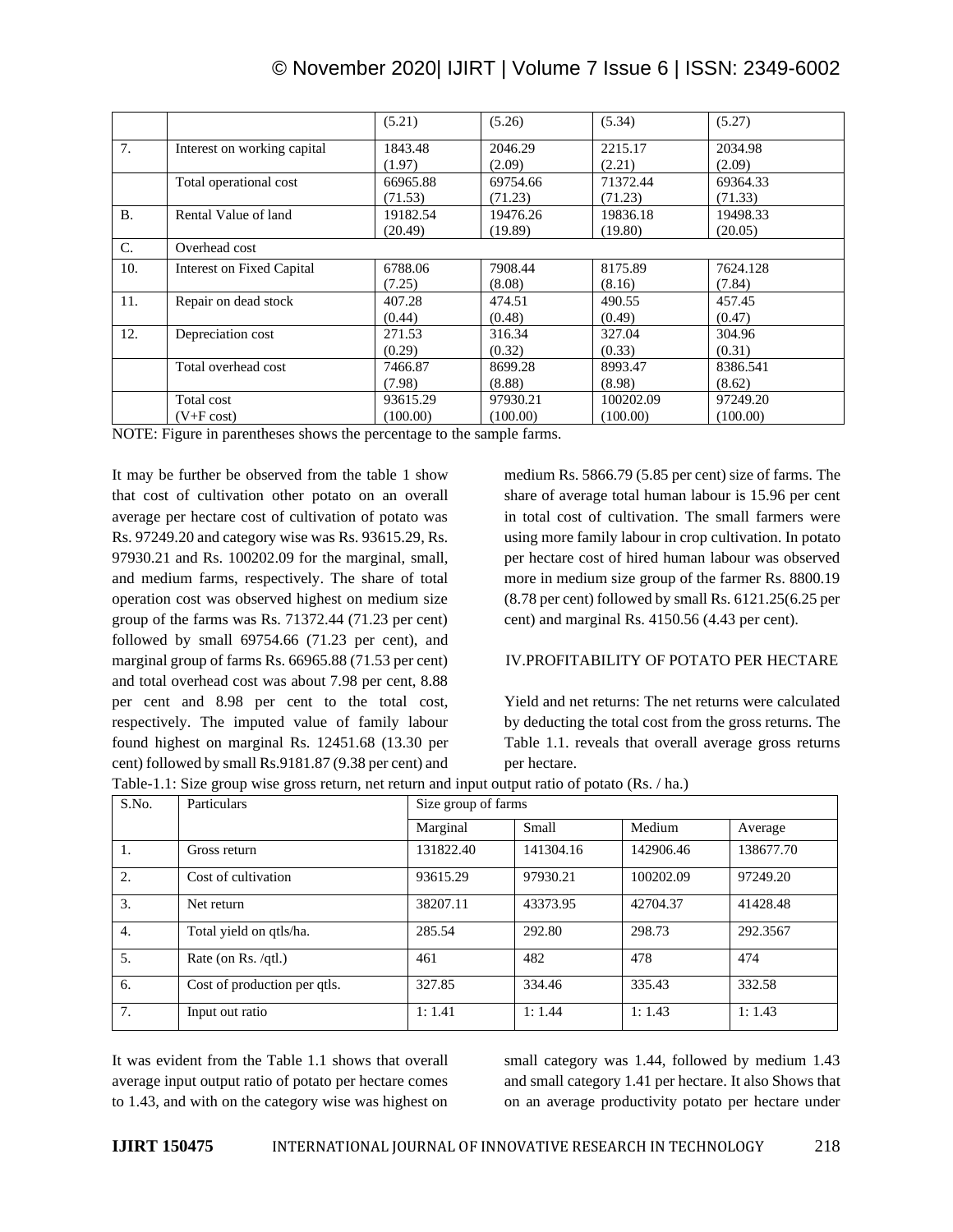|  |  | (5.21) | (5.26) | (5.34) | (5.27) |
|---|---|---|---|---|---|
| 7. | Interest on working capital | 1843.48 (1.97) | 2046.29 (2.09) | 2215.17 (2.21) | 2034.98 (2.09) |
|  | Total operational cost | 66965.88 (71.53) | 69754.66 (71.23) | 71372.44 (71.23) | 69364.33 (71.33) |
| B. | Rental Value of land | 19182.54 (20.49) | 19476.26 (19.89) | 19836.18 (19.80) | 19498.33 (20.05) |
| C. | Overhead cost |  |  |  |  |
| 10. | Interest on Fixed Capital | 6788.06 (7.25) | 7908.44 (8.08) | 8175.89 (8.16) | 7624.128 (7.84) |
| 11. | Repair on dead stock | 407.28 (0.44) | 474.51 (0.48) | 490.55 (0.49) | 457.45 (0.47) |
| 12. | Depreciation cost | 271.53 (0.29) | 316.34 (0.32) | 327.04 (0.33) | 304.96 (0.31) |
|  | Total overhead cost | 7466.87 (7.98) | 8699.28 (8.88) | 8993.47 (8.98) | 8386.541 (8.62) |
|  | Total cost (V+F cost) | 93615.29 (100.00) | 97930.21 (100.00) | 100202.09 (100.00) | 97249.20 (100.00) |

NOTE: Figure in parentheses shows the percentage to the sample farms.

It may be further be observed from the table 1 show that cost of cultivation other potato on an overall average per hectare cost of cultivation of potato was Rs. 97249.20 and category wise was Rs. 93615.29, Rs. 97930.21 and Rs. 100202.09 for the marginal, small, and medium farms, respectively. The share of total operation cost was observed highest on medium size group of the farms was Rs. 71372.44 (71.23 per cent) followed by small 69754.66 (71.23 per cent), and marginal group of farms Rs. 66965.88 (71.53 per cent) and total overhead cost was about 7.98 per cent, 8.88 per cent and 8.98 per cent to the total cost, respectively. The imputed value of family labour found highest on marginal Rs. 12451.68 (13.30 per cent) followed by small Rs.9181.87 (9.38 per cent) and medium Rs. 5866.79 (5.85 per cent) size of farms. The share of average total human labour is 15.96 per cent in total cost of cultivation. The small farmers were using more family labour in crop cultivation. In potato per hectare cost of hired human labour was observed more in medium size group of the farmer Rs. 8800.19 (8.78 per cent) followed by small Rs. 6121.25(6.25 per cent) and marginal Rs. 4150.56 (4.43 per cent).

## IV.PROFITABILITY OF POTATO PER HECTARE

Yield and net returns: The net returns were calculated by deducting the total cost from the gross returns. The Table 1.1. reveals that overall average gross returns per hectare.

Table-1.1: Size group wise gross return, net return and input output ratio of potato (Rs. / ha.)

| S.No. | Particulars | Size group of farms | | | |
|---|---|---|---|---|---|
|  |  | Marginal | Small | Medium | Average |
| 1. | Gross return | 131822.40 | 141304.16 | 142906.46 | 138677.70 |
| 2. | Cost of cultivation | 93615.29 | 97930.21 | 100202.09 | 97249.20 |
| 3. | Net return | 38207.11 | 43373.95 | 42704.37 | 41428.48 |
| 4. | Total yield on qtls/ha. | 285.54 | 292.80 | 298.73 | 292.3567 |
| 5. | Rate (on Rs. /qtl.) | 461 | 482 | 478 | 474 |
| 6. | Cost of production per qtls. | 327.85 | 334.46 | 335.43 | 332.58 |
| 7. | Input out ratio | 1: 1.41 | 1: 1.44 | 1: 1.43 | 1: 1.43 |

It was evident from the Table 1.1 shows that overall average input output ratio of potato per hectare comes to 1.43, and with on the category wise was highest on small category was 1.44, followed by medium 1.43 and small category 1.41 per hectare. It also Shows that on an average productivity potato per hectare under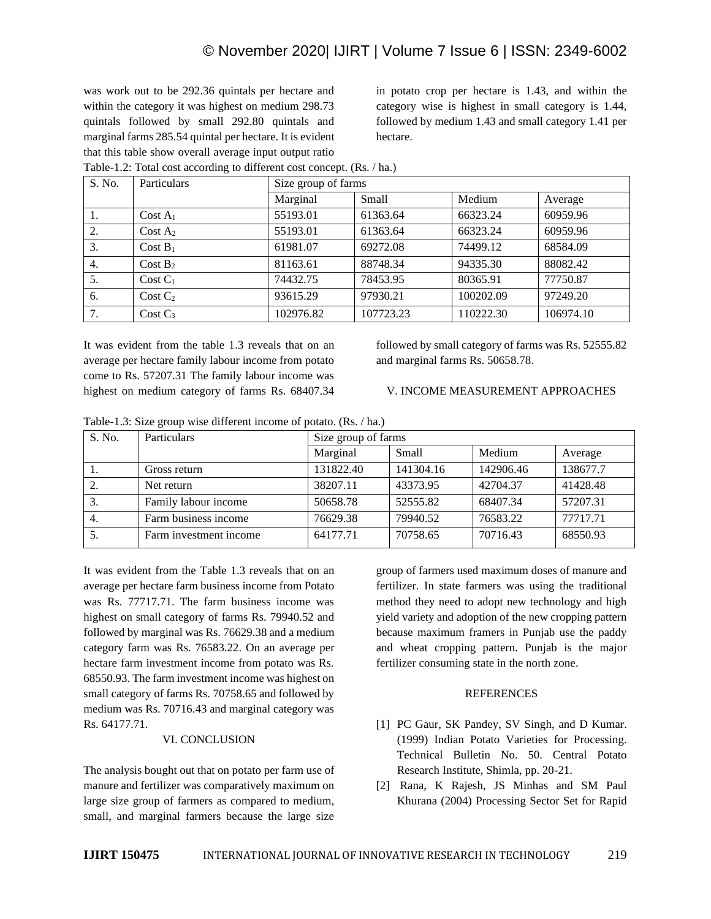was work out to be 292.36 quintals per hectare and within the category it was highest on medium 298.73 quintals followed by small 292.80 quintals and marginal farms 285.54 quintal per hectare. It is evident that this table show overall average input output ratio in potato crop per hectare is 1.43, and within the category wise is highest in small category is 1.44, followed by medium 1.43 and small category 1.41 per hectare.

Table-1.2: Total cost according to different cost concept. (Rs. / ha.)

| S. No. | Particulars | Size group of farms | | | |
|---|---|---|---|---|---|
| | | Marginal | Small | Medium | Average |
| 1. | Cost $A_1$ | 55193.01 | 61363.64 | 66323.24 | 60959.96 |
| 2. | Cost $A_2$ | 55193.01 | 61363.64 | 66323.24 | 60959.96 |
| 3. | Cost $B_1$ | 61981.07 | 69272.08 | 74499.12 | 68584.09 |
| 4. | Cost $B_2$ | 81163.61 | 88748.34 | 94335.30 | 88082.42 |
| 5. | Cost $C_1$ | 74432.75 | 78453.95 | 80365.91 | 77750.87 |
| 6. | Cost $C_2$ | 93615.29 | 97930.21 | 100202.09 | 97249.20 |
| 7. | Cost $C_3$ | 102976.82 | 107723.23 | 110222.30 | 106974.10 |

It was evident from the table 1.3 reveals that on an average per hectare family labour income from potato come to Rs. 57207.31 The family labour income was highest on medium category of farms Rs. 68407.34 followed by small category of farms was Rs. 52555.82 and marginal farms Rs. 50658.78.

## V. INCOME MEASUREMENT APPROACHES

Table-1.3: Size group wise different income of potato. (Rs. / ha.)

| S. No. | Particulars | Size group of farms | | | |
|---|---|---|---|---|---|
| | | Marginal | Small | Medium | Average |
| 1. | Gross return | 131822.40 | 141304.16 | 142906.46 | 138677.7 |
| 2. | Net return | 38207.11 | 43373.95 | 42704.37 | 41428.48 |
| 3. | Family labour income | 50658.78 | 52555.82 | 68407.34 | 57207.31 |
| 4. | Farm business income | 76629.38 | 79940.52 | 76583.22 | 77717.71 |
| 5. | Farm investment income | 64177.71 | 70758.65 | 70716.43 | 68550.93 |

It was evident from the Table 1.3 reveals that on an average per hectare farm business income from Potato was Rs. 77717.71. The farm business income was highest on small category of farms Rs. 79940.52 and followed by marginal was Rs. 76629.38 and a medium category farm was Rs. 76583.22. On an average per hectare farm investment income from potato was Rs. 68550.93. The farm investment income was highest on small category of farms Rs. 70758.65 and followed by medium was Rs. 70716.43 and marginal category was Rs. 64177.71.

## VI. CONCLUSION

The analysis bought out that on potato per farm use of manure and fertilizer was comparatively maximum on large size group of farmers as compared to medium, small, and marginal farmers because the large size group of farmers used maximum doses of manure and fertilizer. In state farmers was using the traditional method they need to adopt new technology and high yield variety and adoption of the new cropping pattern because maximum framers in Punjab use the paddy and wheat cropping pattern. Punjab is the major fertilizer consuming state in the north zone.

## REFERENCES

[1] PC Gaur, SK Pandey, SV Singh, and D Kumar. (1999) Indian Potato Varieties for Processing. Technical Bulletin No. 50. Central Potato Research Institute, Shimla, pp. 20-21.

[2] Rana, K Rajesh, JS Minhas and SM Paul Khurana (2004) Processing Sector Set for Rapid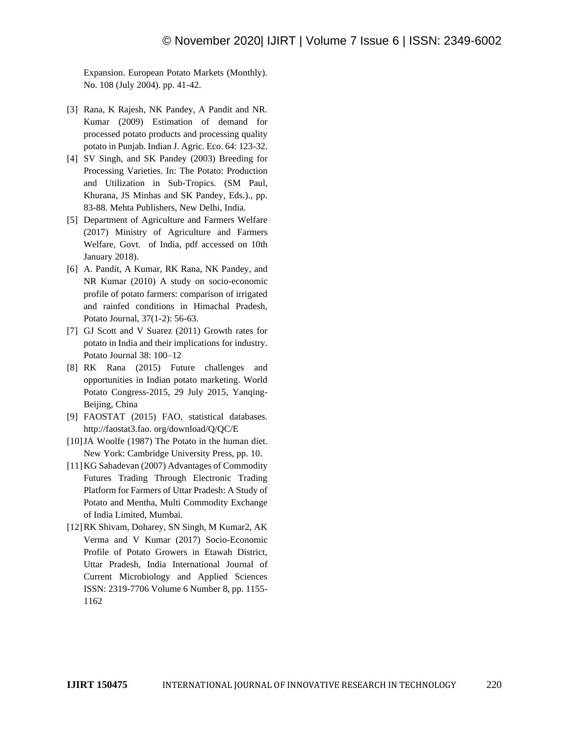Expansion. European Potato Markets (Monthly). No. 108 (July 2004). pp. 41-42.

[3] Rana, K Rajesh, NK Pandey, A Pandit and NR. Kumar (2009) Estimation of demand for processed potato products and processing quality potato in Punjab. Indian J. Agric. Eco. 64: 123-32.
[4] SV Singh, and SK Pandey (2003) Breeding for Processing Varieties. In: The Potato: Production and Utilization in Sub-Tropics. (SM Paul, Khurana, JS Minhas and SK Pandey, Eds.)., pp. 83-88. Mehta Publishers, New Delhi, India.
[5] Department of Agriculture and Farmers Welfare (2017) Ministry of Agriculture and Farmers Welfare, Govt. of India, pdf accessed on 10th January 2018).
[6] A. Pandit, A Kumar, RK Rana, NK Pandey, and NR Kumar (2010) A study on socio-economic profile of potato farmers: comparison of irrigated and rainfed conditions in Himachal Pradesh, Potato Journal, 37(1-2): 56-63.
[7] GJ Scott and V Suarez (2011) Growth rates for potato in India and their implications for industry. Potato Journal 38: 100–12
[8] RK Rana (2015) Future challenges and opportunities in Indian potato marketing. World Potato Congress-2015, 29 July 2015, Yanqing-Beijing, China
[9] FAOSTAT (2015) FAO, statistical databases. http://faostat3.fao. org/download/Q/QC/E
[10] JA Woolfe (1987) The Potato in the human diet. New York: Cambridge University Press, pp. 10.
[11] KG Sahadevan (2007) Advantages of Commodity Futures Trading Through Electronic Trading Platform for Farmers of Uttar Pradesh: A Study of Potato and Mentha, Multi Commodity Exchange of India Limited, Mumbai.
[12] RK Shivam, Doharey, SN Singh, M Kumar2, AK Verma and V Kumar (2017) Socio-Economic Profile of Potato Growers in Etawah District, Uttar Pradesh, India International Journal of Current Microbiology and Applied Sciences ISSN: 2319-7706 Volume 6 Number 8, pp. 1155-1162